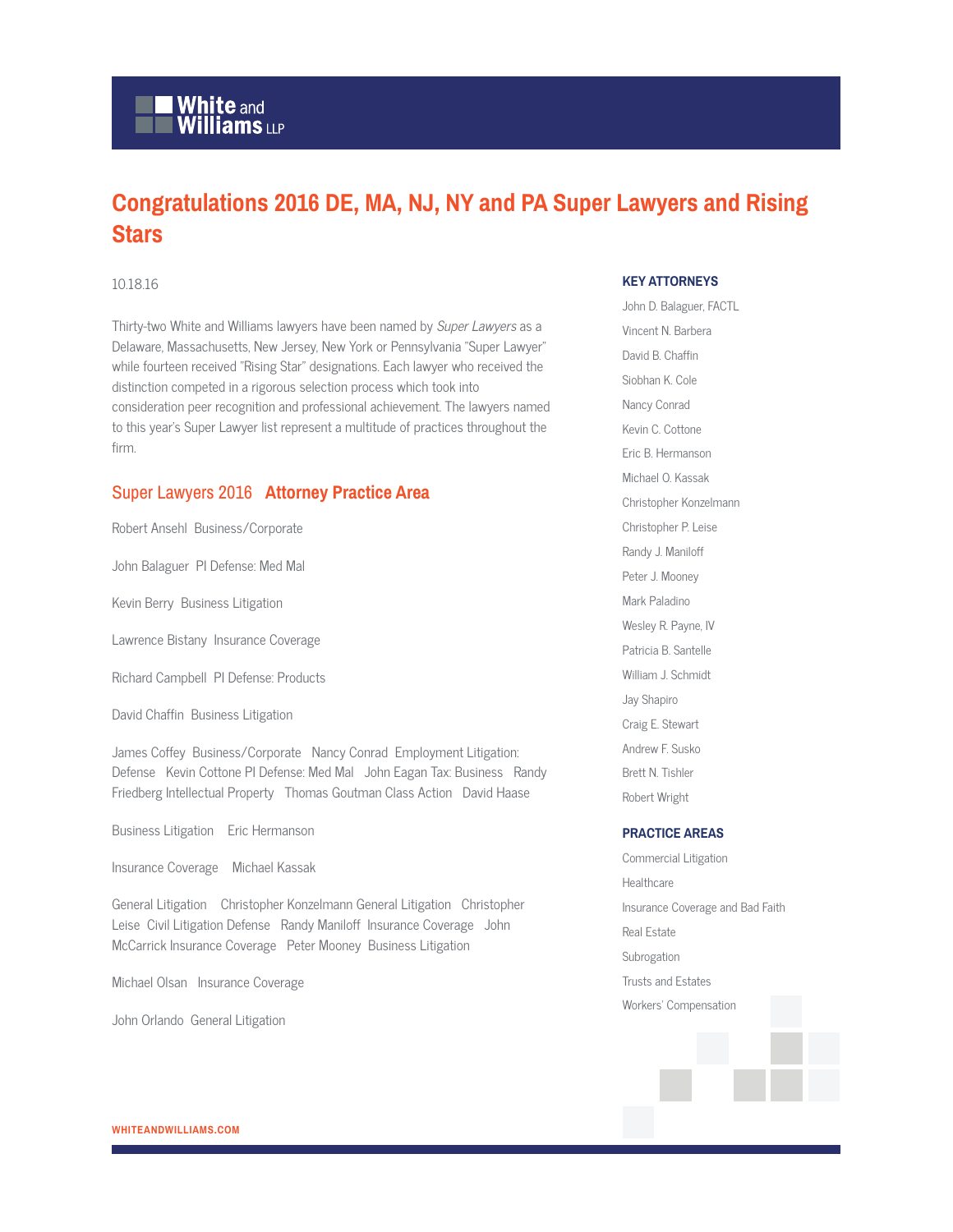# Congratulations 2016 DE, MA, NJ, NY and PA Super Lawyers and Rising Stars

10.18.16

Thirty-two White and Williams lawyers have been named by *Super Lawyers* as a Delaware, Massachusetts, New Jersey, New York or Pennsylvania "Super Lawyer" while fourteen received "Rising Star" designations. Each lawyer who received the distinction competed in a rigorous selection process which took into consideration peer recognition and professional achievement. The lawyers named to this year's Super Lawyer list represent a multitude of practices throughout the firm.

## Super Lawyers 2016 **Attorney Practice Area**

Robert Ansehl Business/Corporate

John Balaguer PI Defense: Med Mal

Kevin Berry Business Litigation

Lawrence Bistany Insurance Coverage

Richard Campbell PI Defense: Products

David Chaffin Business Litigation

James Coffey Business/Corporate Nancy Conrad Employment Litigation: Defense Kevin Cottone PI Defense: Med Mal John Eagan Tax: Business Randy Friedberg Intellectual Property Thomas Goutman Class Action David Haase

Business Litigation Eric Hermanson

Insurance Coverage Michael Kassak

General Litigation Christopher Konzelmann General Litigation Christopher Leise Civil Litigation Defense Randy Maniloff Insurance Coverage John McCarrick Insurance Coverage Peter Mooney Business Litigation

Michael Olsan Insurance Coverage

John Orlando General Litigation

### KEY ATTORNEYS

John D. Balaguer, FACTL

Vincent N. Barbera

David B. Chaffin

Siobhan K. Cole

Nancy Conrad

Kevin C. Cottone

Eric B. Hermanson

Michael O. Kassak

Christopher Konzelmann

Christopher P. Leise

Randy J. Maniloff

Peter J. Mooney

Mark Paladino

Wesley R. Payne, IV

Patricia B. Santelle

William J. Schmidt

Jay Shapiro

Craig E. Stewart

Andrew F. Susko

Brett N. Tishler

Robert Wright

### PRACTICE AREAS

Commercial Litigation

Healthcare

Insurance Coverage and Bad Faith

Real Estate

Subrogation

Trusts and Estates

Workers' Compensation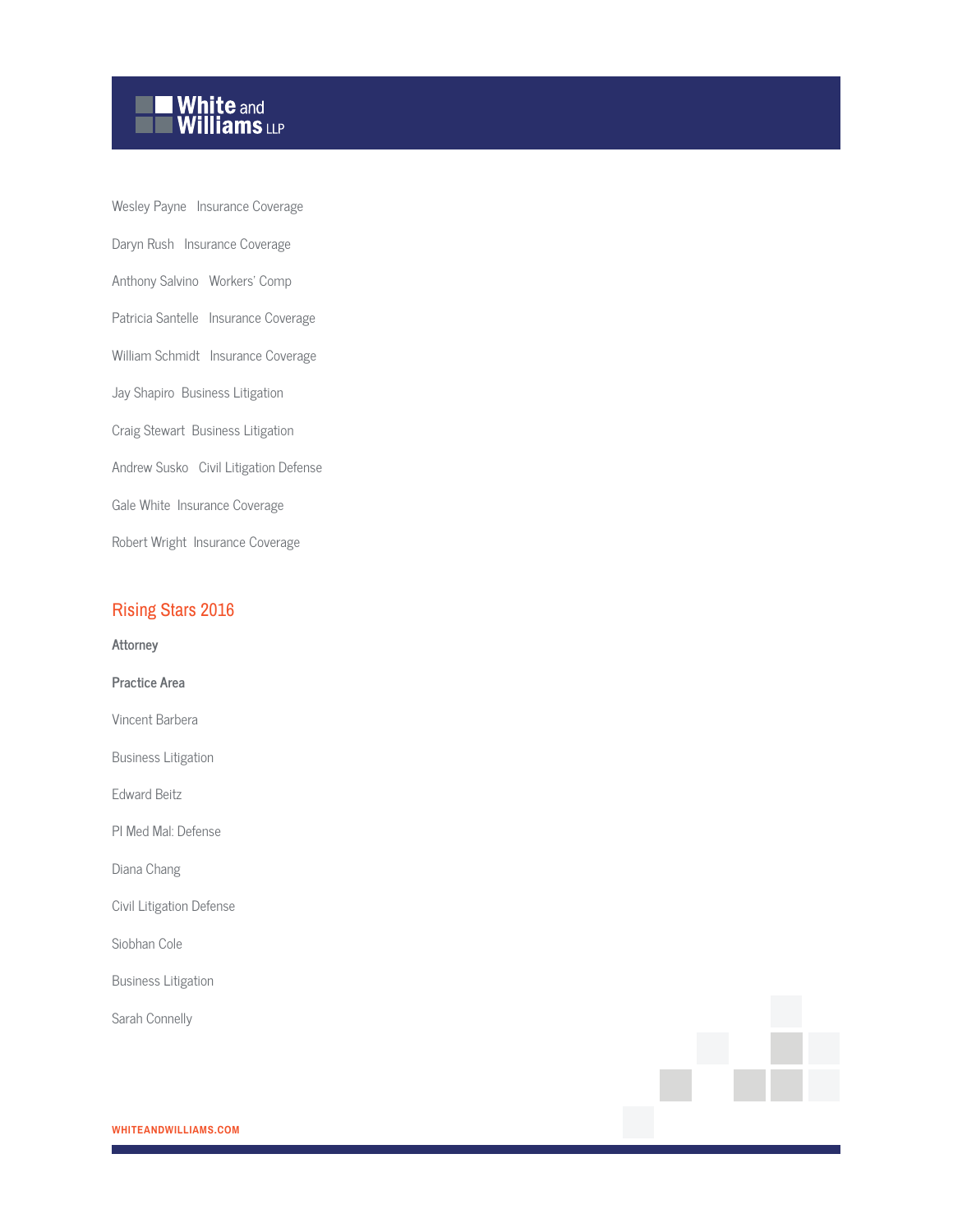Wesley Payne Insurance Coverage

Daryn Rush Insurance Coverage

Anthony Salvino Workers' Comp

Patricia Santelle Insurance Coverage

William Schmidt Insurance Coverage

Jay Shapiro Business Litigation

Craig Stewart Business Litigation

Andrew Susko Civil Litigation Defense

Gale White Insurance Coverage

Robert Wright Insurance Coverage

## Rising Stars 2016

**Attorney**

**Practice Area**

Vincent Barbera

Business Litigation

Edward Beitz

PI Med Mal: Defense

Diana Chang

Civil Litigation Defense

Siobhan Cole

Business Litigation

Sarah Connelly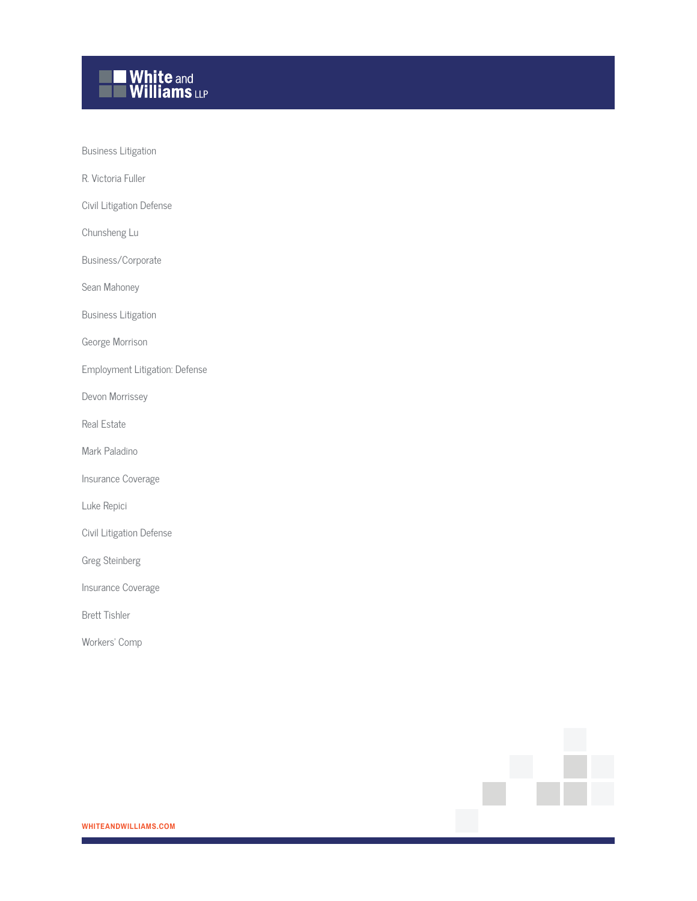Business Litigation

R. Victoria Fuller

Civil Litigation Defense

Chunsheng Lu

Business/Corporate

Sean Mahoney

Business Litigation

George Morrison

Employment Litigation: Defense

Devon Morrissey

Real Estate

Mark Paladino

Insurance Coverage

Luke Repici

Civil Litigation Defense

Greg Steinberg

Insurance Coverage

Brett Tishler

Workers' Comp